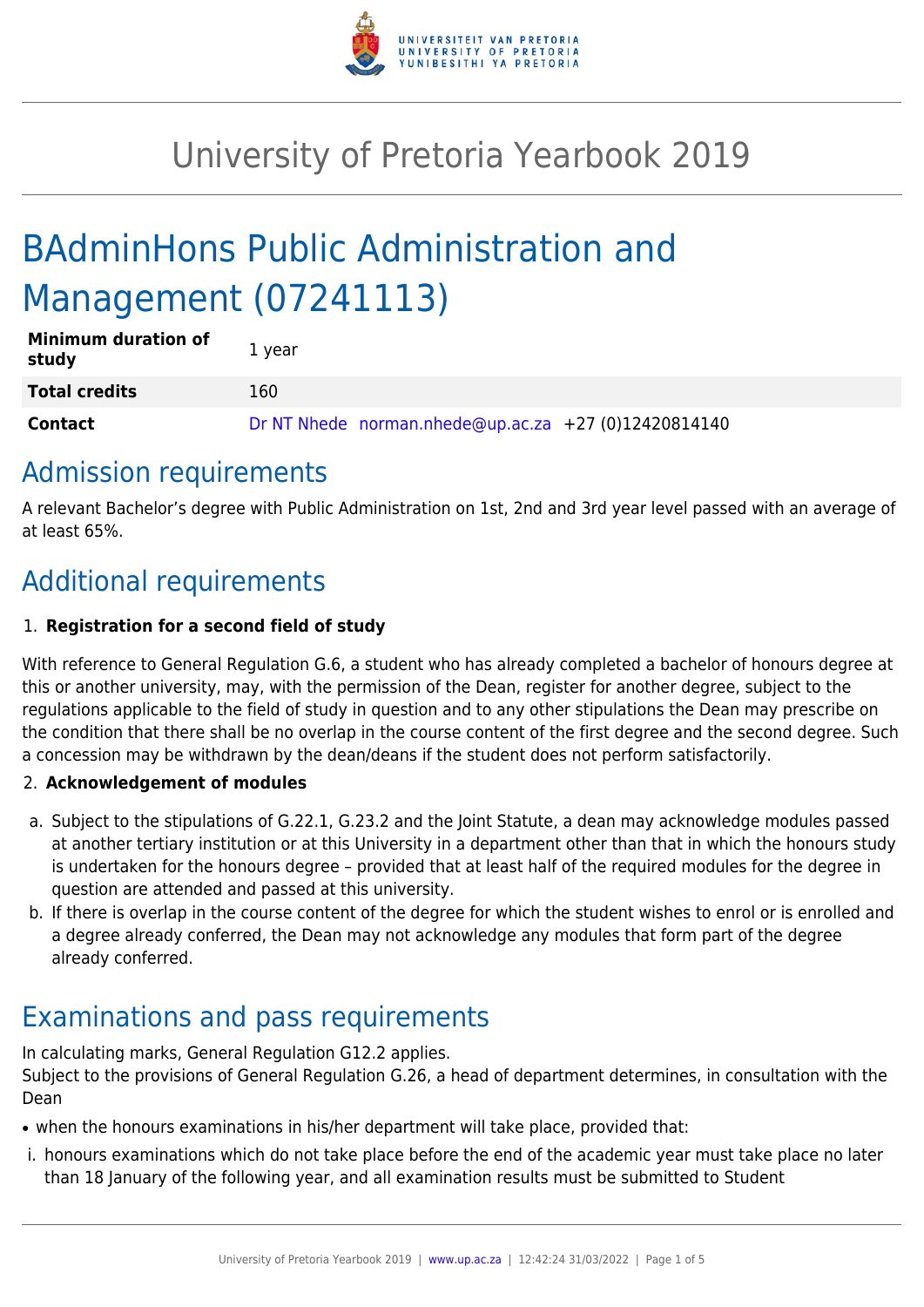# University of Pretoria Yearbook 2019

# BAdminHons Public Administration and Management (07241113)

| | |
|---|---|
| **Minimum duration of study** | 1 year |
| **Total credits** | 160 |
| **Contact** | Dr NT Nhede norman.nhede@up.ac.za +27 (0)12420814140 |

## Admission requirements

A relevant Bachelor's degree with Public Administration on 1st, 2nd and 3rd year level passed with an average of at least 65%.

## Additional requirements

1. **Registration for a second field of study**

With reference to General Regulation G.6, a student who has already completed a bachelor of honours degree at this or another university, may, with the permission of the Dean, register for another degree, subject to the regulations applicable to the field of study in question and to any other stipulations the Dean may prescribe on the condition that there shall be no overlap in the course content of the first degree and the second degree. Such a concession may be withdrawn by the dean/deans if the student does not perform satisfactorily.

2. **Acknowledgement of modules**

a. Subject to the stipulations of G.22.1, G.23.2 and the Joint Statute, a dean may acknowledge modules passed at another tertiary institution or at this University in a department other than that in which the honours study is undertaken for the honours degree – provided that at least half of the required modules for the degree in question are attended and passed at this university.
b. If there is overlap in the course content of the degree for which the student wishes to enrol or is enrolled and a degree already conferred, the Dean may not acknowledge any modules that form part of the degree already conferred.

## Examinations and pass requirements

In calculating marks, General Regulation G12.2 applies.
Subject to the provisions of General Regulation G.26, a head of department determines, in consultation with the Dean

- when the honours examinations in his/her department will take place, provided that:

i. honours examinations which do not take place before the end of the academic year must take place no later than 18 January of the following year, and all examination results must be submitted to Student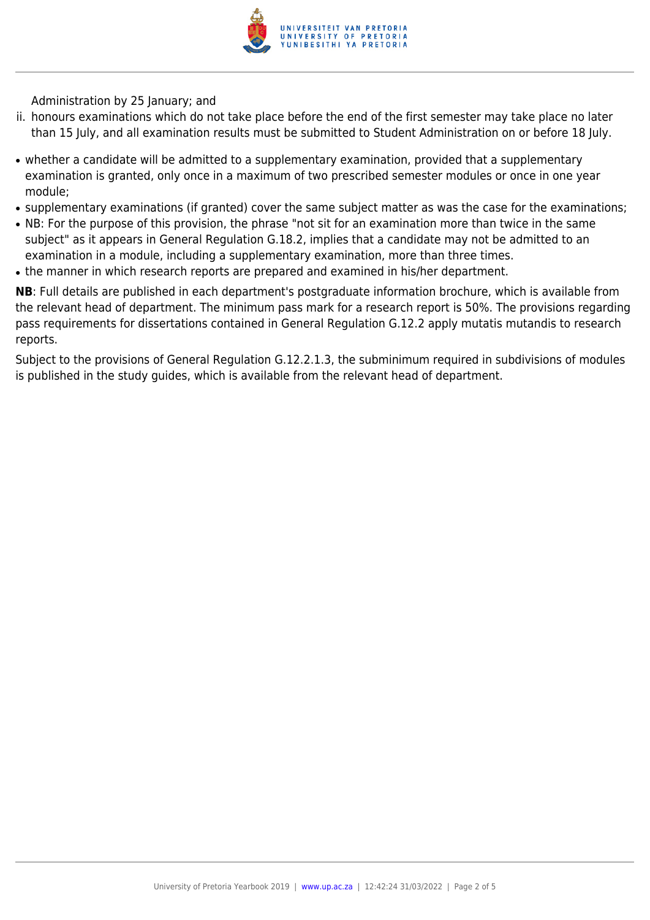Administration by 25 January; and

ii. honours examinations which do not take place before the end of the first semester may take place no later than 15 July, and all examination results must be submitted to Student Administration on or before 18 July.

- whether a candidate will be admitted to a supplementary examination, provided that a supplementary examination is granted, only once in a maximum of two prescribed semester modules or once in one year module;
- supplementary examinations (if granted) cover the same subject matter as was the case for the examinations;
- NB: For the purpose of this provision, the phrase "not sit for an examination more than twice in the same subject" as it appears in General Regulation G.18.2, implies that a candidate may not be admitted to an examination in a module, including a supplementary examination, more than three times.
- the manner in which research reports are prepared and examined in his/her department.

**NB**: Full details are published in each department's postgraduate information brochure, which is available from the relevant head of department. The minimum pass mark for a research report is 50%. The provisions regarding pass requirements for dissertations contained in General Regulation G.12.2 apply mutatis mutandis to research reports.

Subject to the provisions of General Regulation G.12.2.1.3, the subminimum required in subdivisions of modules is published in the study guides, which is available from the relevant head of department.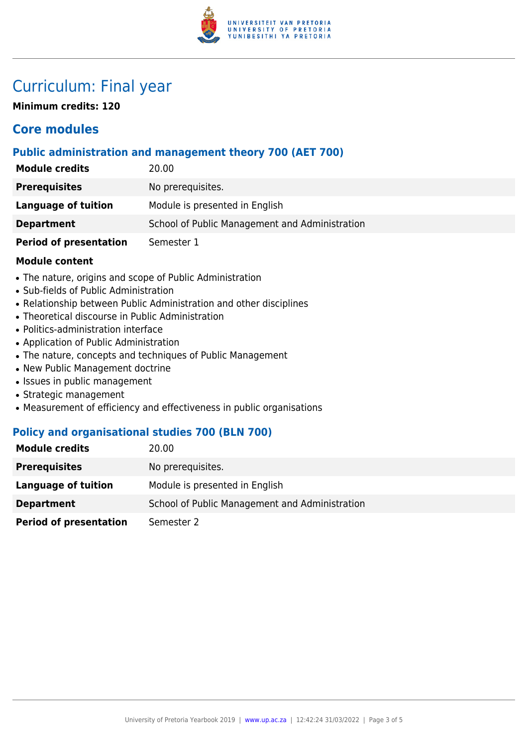# Curriculum: Final year

**Minimum credits: 120**

## Core modules

### Public administration and management theory 700 (AET 700)

| | |
|---|---|
| **Module credits** | 20.00 |
| **Prerequisites** | No prerequisites. |
| **Language of tuition** | Module is presented in English |
| **Department** | School of Public Management and Administration |
| **Period of presentation** | Semester 1 |

**Module content**

- The nature, origins and scope of Public Administration
- Sub-fields of Public Administration
- Relationship between Public Administration and other disciplines
- Theoretical discourse in Public Administration
- Politics-administration interface
- Application of Public Administration
- The nature, concepts and techniques of Public Management
- New Public Management doctrine
- Issues in public management
- Strategic management
- Measurement of efficiency and effectiveness in public organisations

### Policy and organisational studies 700 (BLN 700)

| | |
|---|---|
| **Module credits** | 20.00 |
| **Prerequisites** | No prerequisites. |
| **Language of tuition** | Module is presented in English |
| **Department** | School of Public Management and Administration |
| **Period of presentation** | Semester 2 |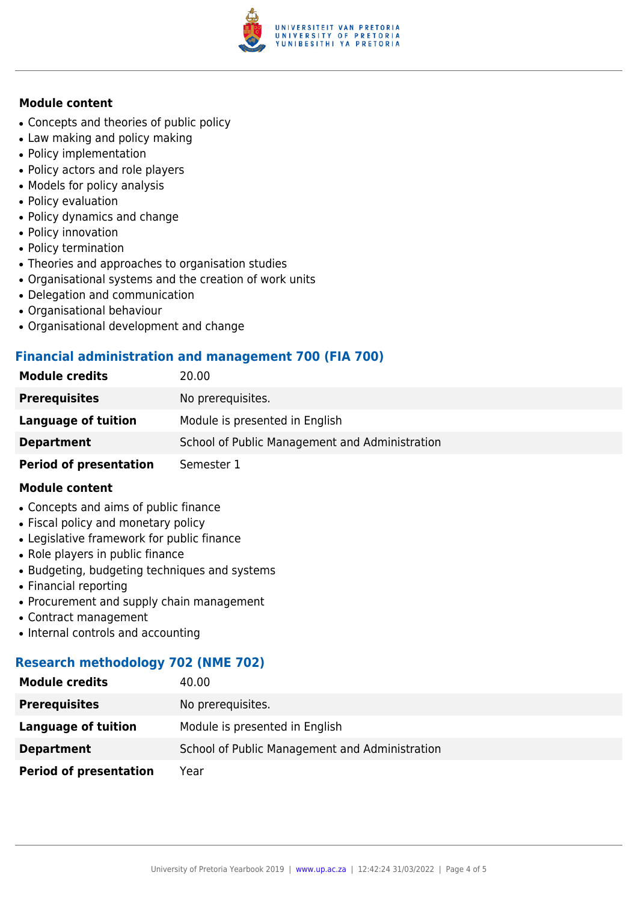**Module content**

- Concepts and theories of public policy
- Law making and policy making
- Policy implementation
- Policy actors and role players
- Models for policy analysis
- Policy evaluation
- Policy dynamics and change
- Policy innovation
- Policy termination
- Theories and approaches to organisation studies
- Organisational systems and the creation of work units
- Delegation and communication
- Organisational behaviour
- Organisational development and change

### Financial administration and management 700 (FIA 700)

| | |
|---|---|
| **Module credits** | 20.00 |
| **Prerequisites** | No prerequisites. |
| **Language of tuition** | Module is presented in English |
| **Department** | School of Public Management and Administration |
| **Period of presentation** | Semester 1 |

**Module content**

- Concepts and aims of public finance
- Fiscal policy and monetary policy
- Legislative framework for public finance
- Role players in public finance
- Budgeting, budgeting techniques and systems
- Financial reporting
- Procurement and supply chain management
- Contract management
- Internal controls and accounting

### Research methodology 702 (NME 702)

| | |
|---|---|
| **Module credits** | 40.00 |
| **Prerequisites** | No prerequisites. |
| **Language of tuition** | Module is presented in English |
| **Department** | School of Public Management and Administration |
| **Period of presentation** | Year |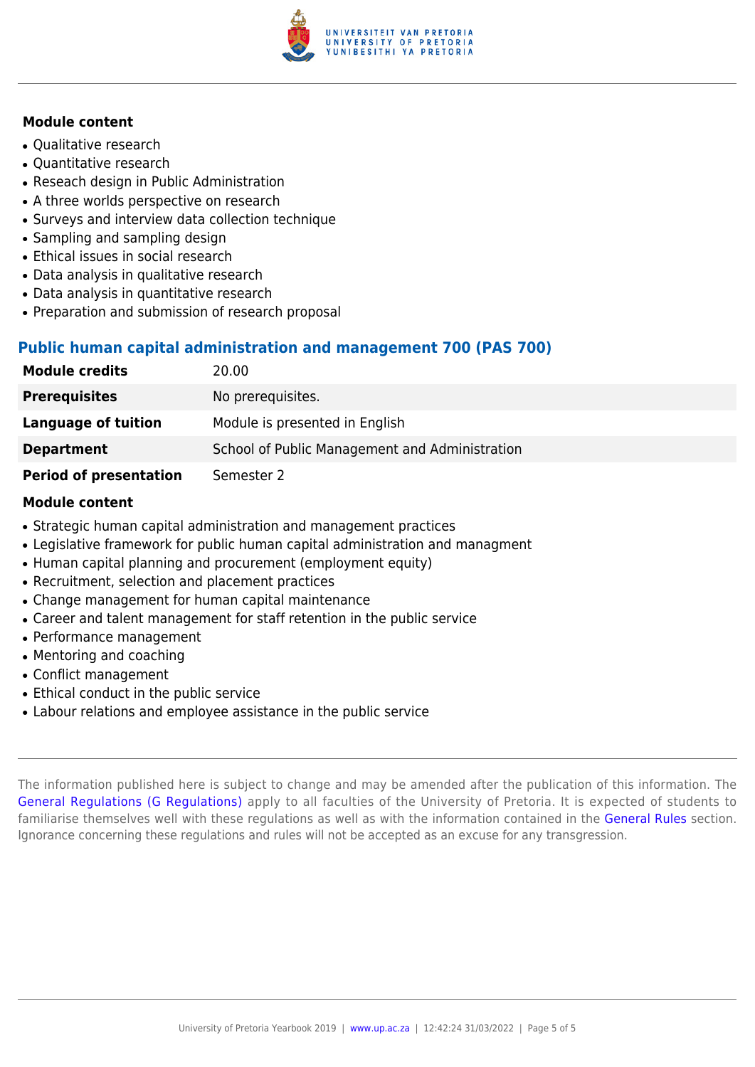#### Module content

- Qualitative research
- Quantitative research
- Reseach design in Public Administration
- A three worlds perspective on research
- Surveys and interview data collection technique
- Sampling and sampling design
- Ethical issues in social research
- Data analysis in qualitative research
- Data analysis in quantitative research
- Preparation and submission of research proposal

### Public human capital administration and management 700 (PAS 700)

| | |
|---|---|
| **Module credits** | 20.00 |
| **Prerequisites** | No prerequisites. |
| **Language of tuition** | Module is presented in English |
| **Department** | School of Public Management and Administration |
| **Period of presentation** | Semester 2 |

#### Module content

- Strategic human capital administration and management practices
- Legislative framework for public human capital administration and managment
- Human capital planning and procurement (employment equity)
- Recruitment, selection and placement practices
- Change management for human capital maintenance
- Career and talent management for staff retention in the public service
- Performance management
- Mentoring and coaching
- Conflict management
- Ethical conduct in the public service
- Labour relations and employee assistance in the public service

The information published here is subject to change and may be amended after the publication of this information. The General Regulations (G Regulations) apply to all faculties of the University of Pretoria. It is expected of students to familiarise themselves well with these regulations as well as with the information contained in the General Rules section. Ignorance concerning these regulations and rules will not be accepted as an excuse for any transgression.